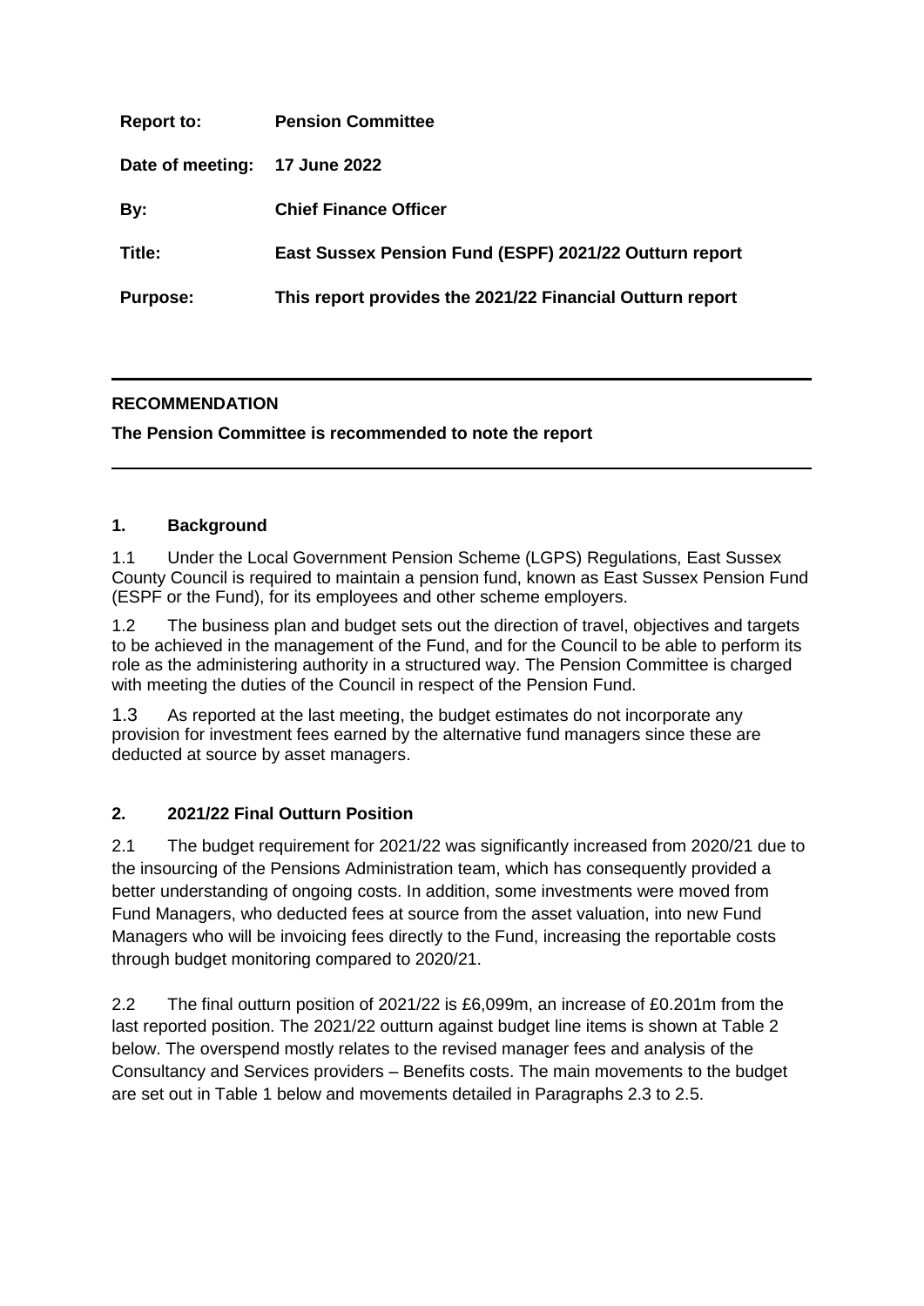| **Report to:** | **Pension Committee** |
|---|---|
| **Date of meeting:** | **17 June 2022** |
| **By:** | **Chief Finance Officer** |
| **Title:** | **East Sussex Pension Fund (ESPF) 2021/22 Outturn report** |
| **Purpose:** | **This report provides the 2021/22 Financial Outturn report** |

---

**RECOMMENDATION**

**The Pension Committee is recommended to note the report**

---

## 1. Background

1.1 Under the Local Government Pension Scheme (LGPS) Regulations, East Sussex County Council is required to maintain a pension fund, known as East Sussex Pension Fund (ESPF or the Fund), for its employees and other scheme employers.

1.2 The business plan and budget sets out the direction of travel, objectives and targets to be achieved in the management of the Fund, and for the Council to be able to perform its role as the administering authority in a structured way. The Pension Committee is charged with meeting the duties of the Council in respect of the Pension Fund.

1.3 As reported at the last meeting, the budget estimates do not incorporate any provision for investment fees earned by the alternative fund managers since these are deducted at source by asset managers.

## 2. 2021/22 Final Outturn Position

2.1 The budget requirement for 2021/22 was significantly increased from 2020/21 due to the insourcing of the Pensions Administration team, which has consequently provided a better understanding of ongoing costs. In addition, some investments were moved from Fund Managers, who deducted fees at source from the asset valuation, into new Fund Managers who will be invoicing fees directly to the Fund, increasing the reportable costs through budget monitoring compared to 2020/21.

2.2 The final outturn position of 2021/22 is £6,099m, an increase of £0.201m from the last reported position. The 2021/22 outturn against budget line items is shown at Table 2 below. The overspend mostly relates to the revised manager fees and analysis of the Consultancy and Services providers – Benefits costs. The main movements to the budget are set out in Table 1 below and movements detailed in Paragraphs 2.3 to 2.5.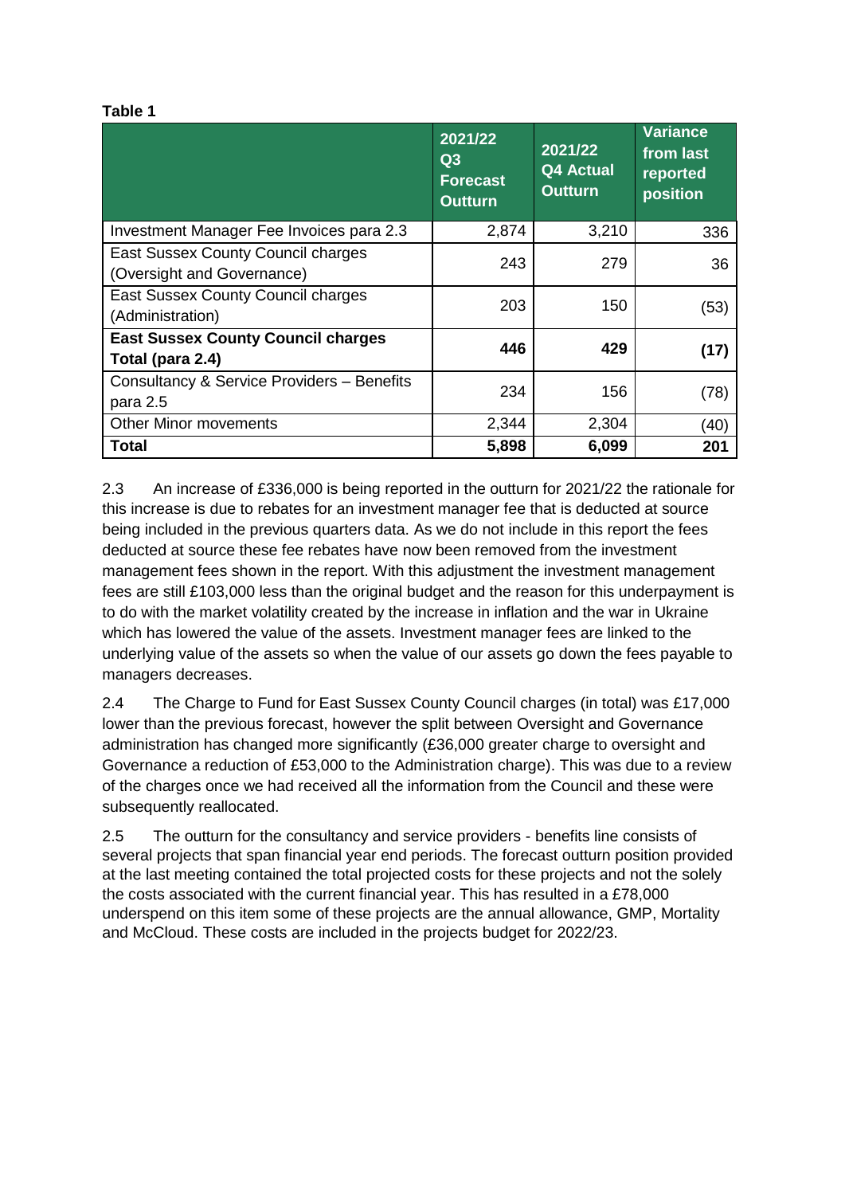**Table 1**

| | 2021/22 Q3 Forecast Outturn | 2021/22 Q4 Actual Outturn | Variance from last reported position |
|---|---|---|---|
| Investment Manager Fee Invoices para 2.3 | 2,874 | 3,210 | 336 |
| East Sussex County Council charges (Oversight and Governance) | 243 | 279 | 36 |
| East Sussex County Council charges (Administration) | 203 | 150 | (53) |
| **East Sussex County Council charges Total (para 2.4)** | **446** | **429** | **(17)** |
| Consultancy & Service Providers – Benefits para 2.5 | 234 | 156 | (78) |
| Other Minor movements | 2,344 | 2,304 | (40) |
| **Total** | **5,898** | **6,099** | **201** |

2.3 An increase of £336,000 is being reported in the outturn for 2021/22 the rationale for this increase is due to rebates for an investment manager fee that is deducted at source being included in the previous quarters data. As we do not include in this report the fees deducted at source these fee rebates have now been removed from the investment management fees shown in the report. With this adjustment the investment management fees are still £103,000 less than the original budget and the reason for this underpayment is to do with the market volatility created by the increase in inflation and the war in Ukraine which has lowered the value of the assets. Investment manager fees are linked to the underlying value of the assets so when the value of our assets go down the fees payable to managers decreases.

2.4 The Charge to Fund for East Sussex County Council charges (in total) was £17,000 lower than the previous forecast, however the split between Oversight and Governance administration has changed more significantly (£36,000 greater charge to oversight and Governance a reduction of £53,000 to the Administration charge). This was due to a review of the charges once we had received all the information from the Council and these were subsequently reallocated.

2.5 The outturn for the consultancy and service providers - benefits line consists of several projects that span financial year end periods. The forecast outturn position provided at the last meeting contained the total projected costs for these projects and not the solely the costs associated with the current financial year. This has resulted in a £78,000 underspend on this item some of these projects are the annual allowance, GMP, Mortality and McCloud. These costs are included in the projects budget for 2022/23.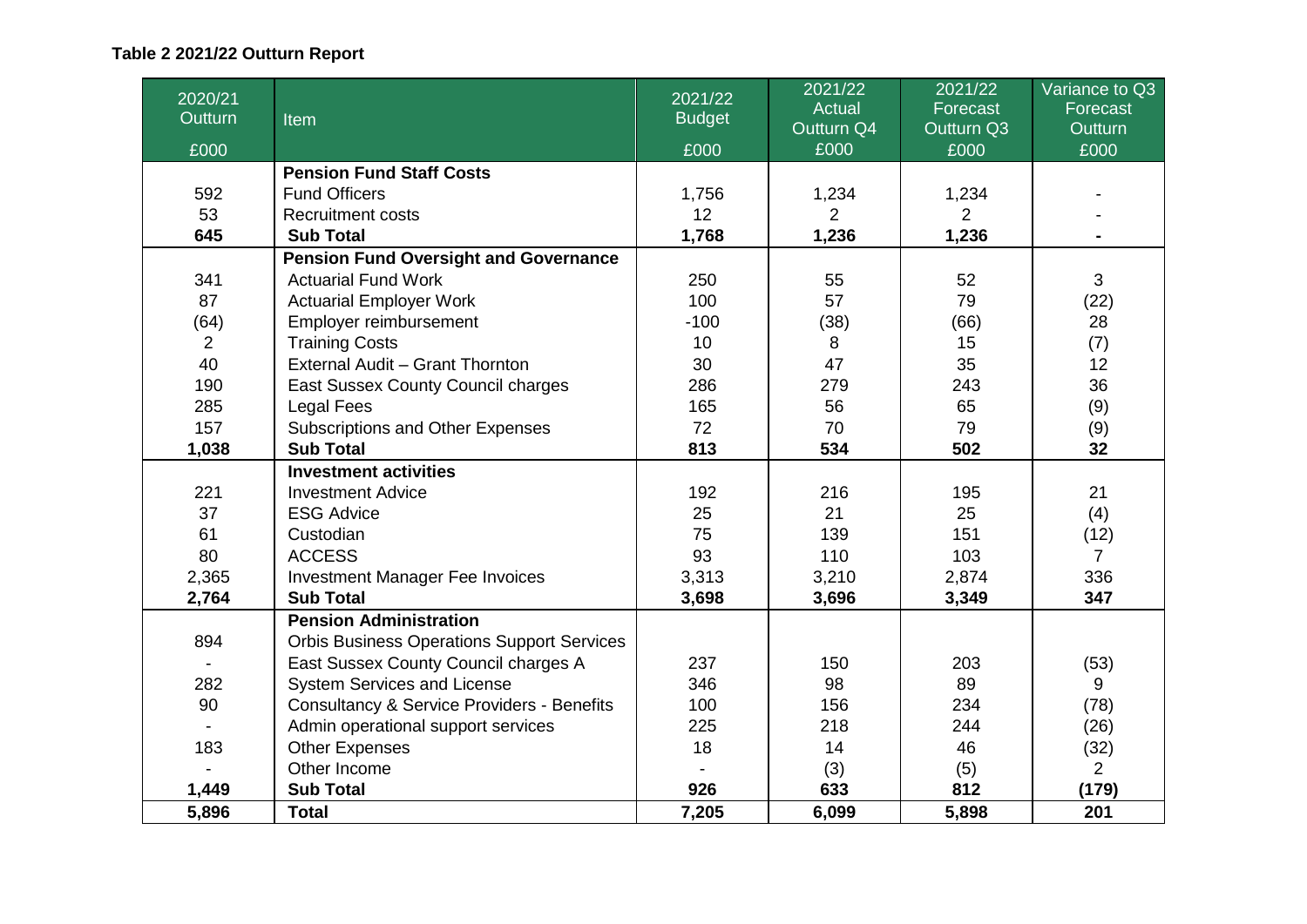**Table 2 2021/22 Outturn Report**

| 2020/21 Outturn £000 | Item | 2021/22 Budget £000 | 2021/22 Actual Outturn Q4 £000 | 2021/22 Forecast Outturn Q3 £000 | Variance to Q3 Forecast Outturn £000 |
|---|---|---|---|---|---|
| | **Pension Fund Staff Costs** | | | | |
| 592 | Fund Officers | 1,756 | 1,234 | 1,234 | - |
| 53 | Recruitment costs | 12 | 2 | 2 | - |
| **645** | **Sub Total** | **1,768** | **1,236** | **1,236** | **-** |
| | **Pension Fund Oversight and Governance** | | | | |
| 341 | Actuarial Fund Work | 250 | 55 | 52 | 3 |
| 87 | Actuarial Employer Work | 100 | 57 | 79 | (22) |
| (64) | Employer reimbursement | -100 | (38) | (66) | 28 |
| 2 | Training Costs | 10 | 8 | 15 | (7) |
| 40 | External Audit – Grant Thornton | 30 | 47 | 35 | 12 |
| 190 | East Sussex County Council charges | 286 | 279 | 243 | 36 |
| 285 | Legal Fees | 165 | 56 | 65 | (9) |
| 157 | Subscriptions and Other Expenses | 72 | 70 | 79 | (9) |
| **1,038** | **Sub Total** | **813** | **534** | **502** | **32** |
| | **Investment activities** | | | | |
| 221 | Investment Advice | 192 | 216 | 195 | 21 |
| 37 | ESG Advice | 25 | 21 | 25 | (4) |
| 61 | Custodian | 75 | 139 | 151 | (12) |
| 80 | ACCESS | 93 | 110 | 103 | 7 |
| 2,365 | Investment Manager Fee Invoices | 3,313 | 3,210 | 2,874 | 336 |
| **2,764** | **Sub Total** | **3,698** | **3,696** | **3,349** | **347** |
| | **Pension Administration** | | | | |
| 894 | Orbis Business Operations Support Services | | | | |
| - | East Sussex County Council charges A | 237 | 150 | 203 | (53) |
| 282 | System Services and License | 346 | 98 | 89 | 9 |
| 90 | Consultancy & Service Providers - Benefits | 100 | 156 | 234 | (78) |
| - | Admin operational support services | 225 | 218 | 244 | (26) |
| 183 | Other Expenses | 18 | 14 | 46 | (32) |
| - | Other Income | - | (3) | (5) | 2 |
| **1,449** | **Sub Total** | **926** | **633** | **812** | **(179)** |
| **5,896** | **Total** | **7,205** | **6,099** | **5,898** | **201** |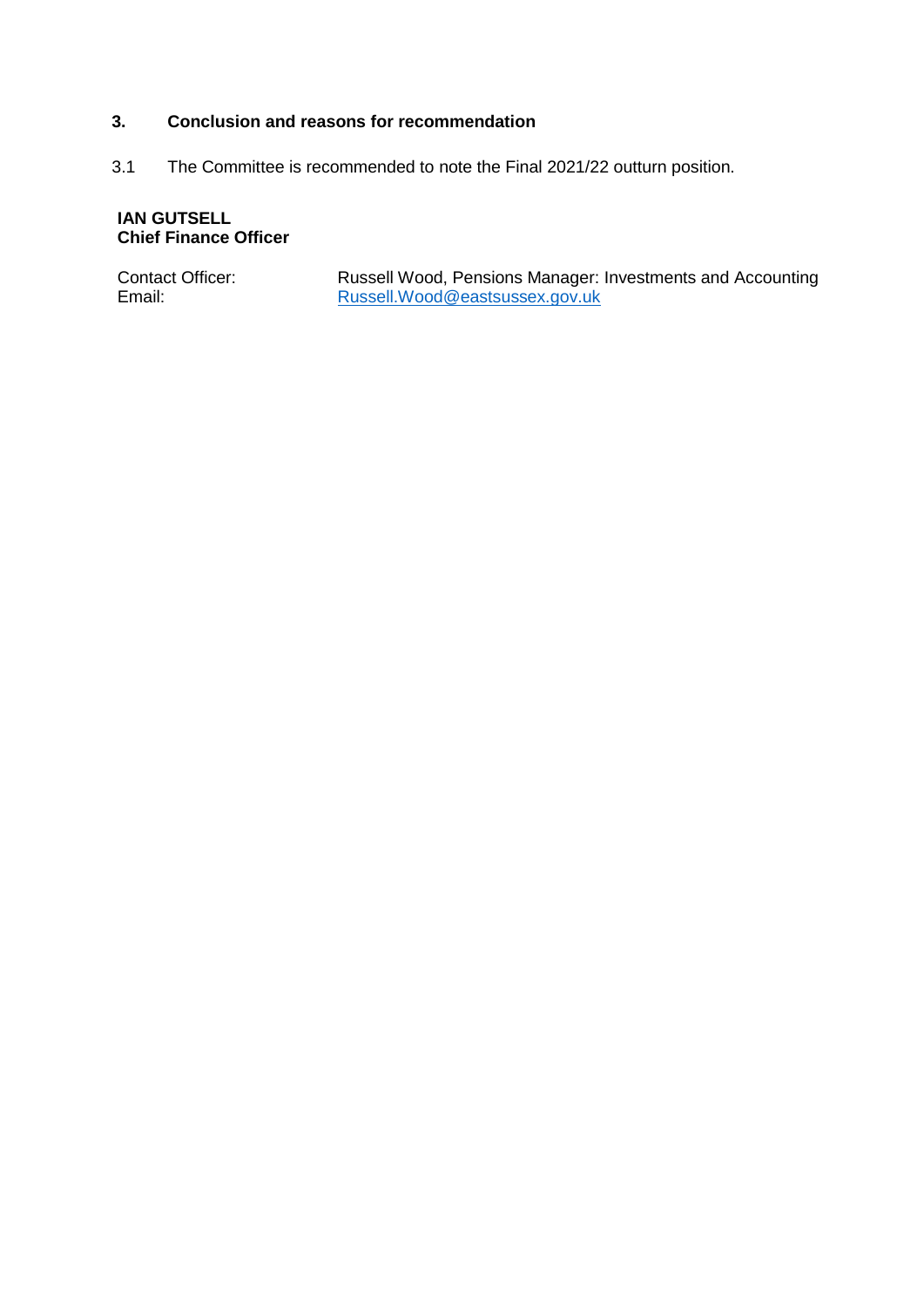### 3. Conclusion and reasons for recommendation

3.1 The Committee is recommended to note the Final 2021/22 outturn position.

**IAN GUTSELL**
**Chief Finance Officer**

Contact Officer: Russell Wood, Pensions Manager: Investments and Accounting
Email: Russell.Wood@eastsussex.gov.uk